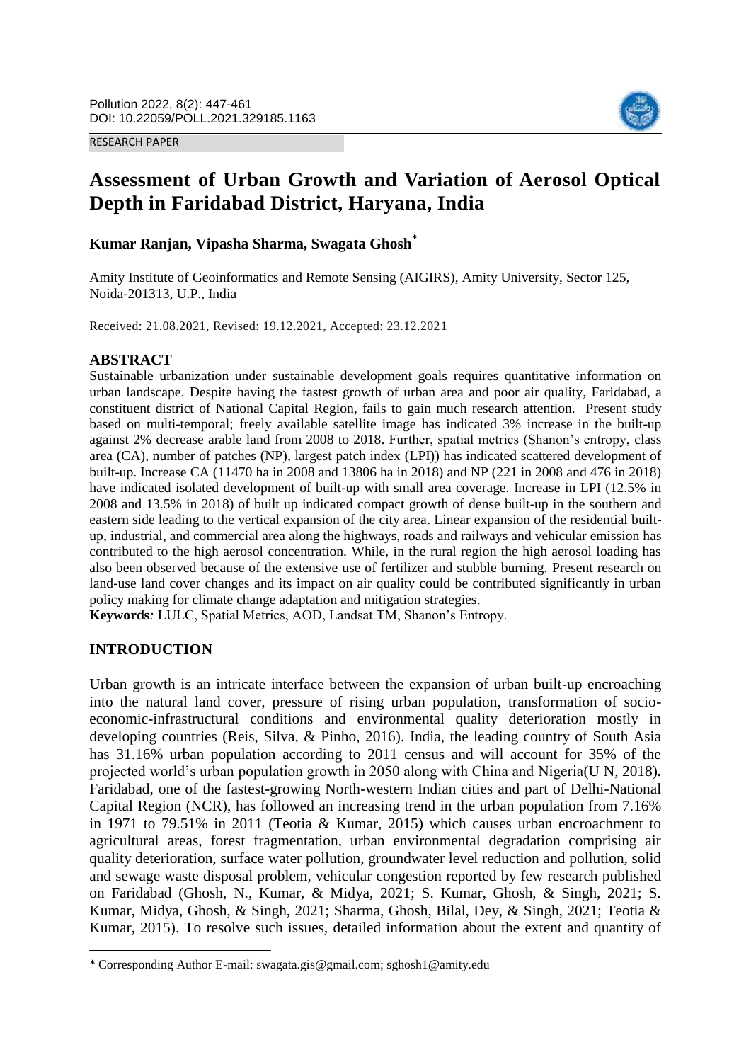RESEARCH PAPER

# Assessment of Urban Growth and Variation of Aerosol Optical Depth in Faridabad District, Haryana, India

**Kumar Ranjan, Vipasha Sharma, Swagata Ghosh***

Amity Institute of Geoinformatics and Remote Sensing (AIGIRS), Amity University, Sector 125, Noida-201313, U.P., India

Received: 21.08.2021, Revised: 19.12.2021, Accepted: 23.12.2021

## ABSTRACT

Sustainable urbanization under sustainable development goals requires quantitative information on urban landscape. Despite having the fastest growth of urban area and poor air quality, Faridabad, a constituent district of National Capital Region, fails to gain much research attention. Present study based on multi-temporal; freely available satellite image has indicated 3% increase in the built-up against 2% decrease arable land from 2008 to 2018. Further, spatial metrics (Shanon's entropy, class area (CA), number of patches (NP), largest patch index (LPI)) has indicated scattered development of built-up. Increase CA (11470 ha in 2008 and 13806 ha in 2018) and NP (221 in 2008 and 476 in 2018) have indicated isolated development of built-up with small area coverage. Increase in LPI (12.5% in 2008 and 13.5% in 2018) of built up indicated compact growth of dense built-up in the southern and eastern side leading to the vertical expansion of the city area. Linear expansion of the residential built-up, industrial, and commercial area along the highways, roads and railways and vehicular emission has contributed to the high aerosol concentration. While, in the rural region the high aerosol loading has also been observed because of the extensive use of fertilizer and stubble burning. Present research on land-use land cover changes and its impact on air quality could be contributed significantly in urban policy making for climate change adaptation and mitigation strategies.

**Keywords***:* LULC, Spatial Metrics, AOD, Landsat TM, Shanon's Entropy.

## INTRODUCTION

Urban growth is an intricate interface between the expansion of urban built-up encroaching into the natural land cover, pressure of rising urban population, transformation of socio-economic-infrastructural conditions and environmental quality deterioration mostly in developing countries (Reis, Silva, & Pinho, 2016). India, the leading country of South Asia has 31.16% urban population according to 2011 census and will account for 35% of the projected world's urban population growth in 2050 along with China and Nigeria(U N, 2018)**.** Faridabad, one of the fastest-growing North-western Indian cities and part of Delhi-National Capital Region (NCR), has followed an increasing trend in the urban population from 7.16% in 1971 to 79.51% in 2011 (Teotia & Kumar, 2015) which causes urban encroachment to agricultural areas, forest fragmentation, urban environmental degradation comprising air quality deterioration, surface water pollution, groundwater level reduction and pollution, solid and sewage waste disposal problem, vehicular congestion reported by few research published on Faridabad (Ghosh, N., Kumar, & Midya, 2021; S. Kumar, Ghosh, & Singh, 2021; S. Kumar, Midya, Ghosh, & Singh, 2021; Sharma, Ghosh, Bilal, Dey, & Singh, 2021; Teotia & Kumar, 2015). To resolve such issues, detailed information about the extent and quantity of

---

* Corresponding Author E-mail: swagata.gis@gmail.com; sghosh1@amity.edu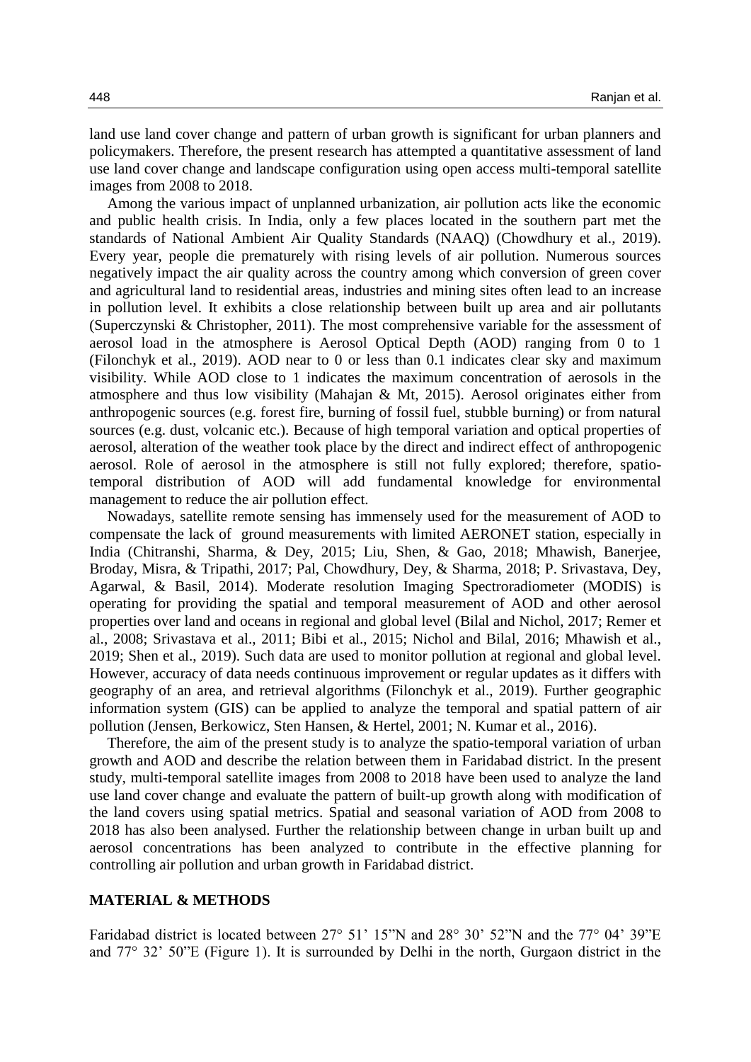land use land cover change and pattern of urban growth is significant for urban planners and policymakers. Therefore, the present research has attempted a quantitative assessment of land use land cover change and landscape configuration using open access multi-temporal satellite images from 2008 to 2018.

Among the various impact of unplanned urbanization, air pollution acts like the economic and public health crisis. In India, only a few places located in the southern part met the standards of National Ambient Air Quality Standards (NAAQ) (Chowdhury et al., 2019). Every year, people die prematurely with rising levels of air pollution. Numerous sources negatively impact the air quality across the country among which conversion of green cover and agricultural land to residential areas, industries and mining sites often lead to an increase in pollution level. It exhibits a close relationship between built up area and air pollutants (Superczynski & Christopher, 2011). The most comprehensive variable for the assessment of aerosol load in the atmosphere is Aerosol Optical Depth (AOD) ranging from 0 to 1 (Filonchyk et al., 2019). AOD near to 0 or less than 0.1 indicates clear sky and maximum visibility. While AOD close to 1 indicates the maximum concentration of aerosols in the atmosphere and thus low visibility (Mahajan & Mt, 2015). Aerosol originates either from anthropogenic sources (e.g. forest fire, burning of fossil fuel, stubble burning) or from natural sources (e.g. dust, volcanic etc.). Because of high temporal variation and optical properties of aerosol, alteration of the weather took place by the direct and indirect effect of anthropogenic aerosol. Role of aerosol in the atmosphere is still not fully explored; therefore, spatio-temporal distribution of AOD will add fundamental knowledge for environmental management to reduce the air pollution effect.

Nowadays, satellite remote sensing has immensely used for the measurement of AOD to compensate the lack of ground measurements with limited AERONET station, especially in India (Chitranshi, Sharma, & Dey, 2015; Liu, Shen, & Gao, 2018; Mhawish, Banerjee, Broday, Misra, & Tripathi, 2017; Pal, Chowdhury, Dey, & Sharma, 2018; P. Srivastava, Dey, Agarwal, & Basil, 2014). Moderate resolution Imaging Spectroradiometer (MODIS) is operating for providing the spatial and temporal measurement of AOD and other aerosol properties over land and oceans in regional and global level (Bilal and Nichol, 2017; Remer et al., 2008; Srivastava et al., 2011; Bibi et al., 2015; Nichol and Bilal, 2016; Mhawish et al., 2019; Shen et al., 2019). Such data are used to monitor pollution at regional and global level. However, accuracy of data needs continuous improvement or regular updates as it differs with geography of an area, and retrieval algorithms (Filonchyk et al., 2019). Further geographic information system (GIS) can be applied to analyze the temporal and spatial pattern of air pollution (Jensen, Berkowicz, Sten Hansen, & Hertel, 2001; N. Kumar et al., 2016).

Therefore, the aim of the present study is to analyze the spatio-temporal variation of urban growth and AOD and describe the relation between them in Faridabad district. In the present study, multi-temporal satellite images from 2008 to 2018 have been used to analyze the land use land cover change and evaluate the pattern of built-up growth along with modification of the land covers using spatial metrics. Spatial and seasonal variation of AOD from 2008 to 2018 has also been analysed. Further the relationship between change in urban built up and aerosol concentrations has been analyzed to contribute in the effective planning for controlling air pollution and urban growth in Faridabad district.

## MATERIAL & METHODS

Faridabad district is located between 27° 51' 15"N and 28° 30' 52"N and the 77° 04' 39"E and 77° 32' 50"E (Figure 1). It is surrounded by Delhi in the north, Gurgaon district in the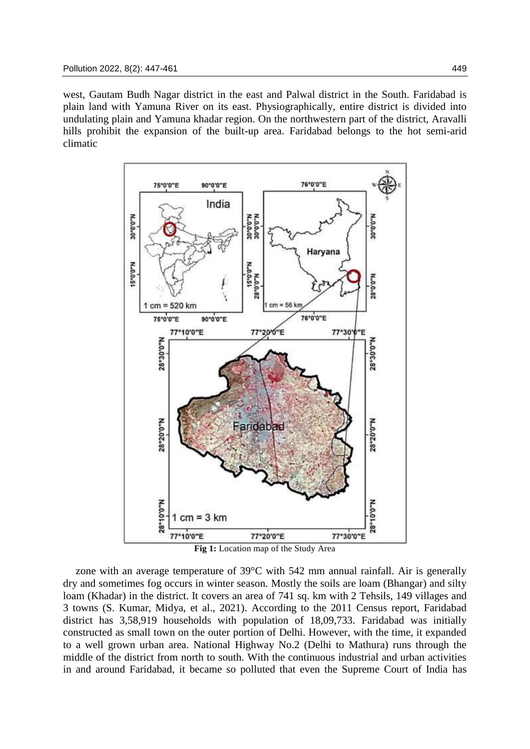west, Gautam Budh Nagar district in the east and Palwal district in the South. Faridabad is plain land with Yamuna River on its east. Physiographically, entire district is divided into undulating plain and Yamuna khadar region. On the northwestern part of the district, Aravalli hills prohibit the expansion of the built-up area. Faridabad belongs to the hot semi-arid climatic

**Fig 1:** Location map of the Study Area

zone with an average temperature of 39°C with 542 mm annual rainfall. Air is generally dry and sometimes fog occurs in winter season. Mostly the soils are loam (Bhangar) and silty loam (Khadar) in the district. It covers an area of 741 sq. km with 2 Tehsils, 149 villages and 3 towns (S. Kumar, Midya, et al., 2021). According to the 2011 Census report, Faridabad district has 3,58,919 households with population of 18,09,733. Faridabad was initially constructed as small town on the outer portion of Delhi. However, with the time, it expanded to a well grown urban area. National Highway No.2 (Delhi to Mathura) runs through the middle of the district from north to south. With the continuous industrial and urban activities in and around Faridabad, it became so polluted that even the Supreme Court of India has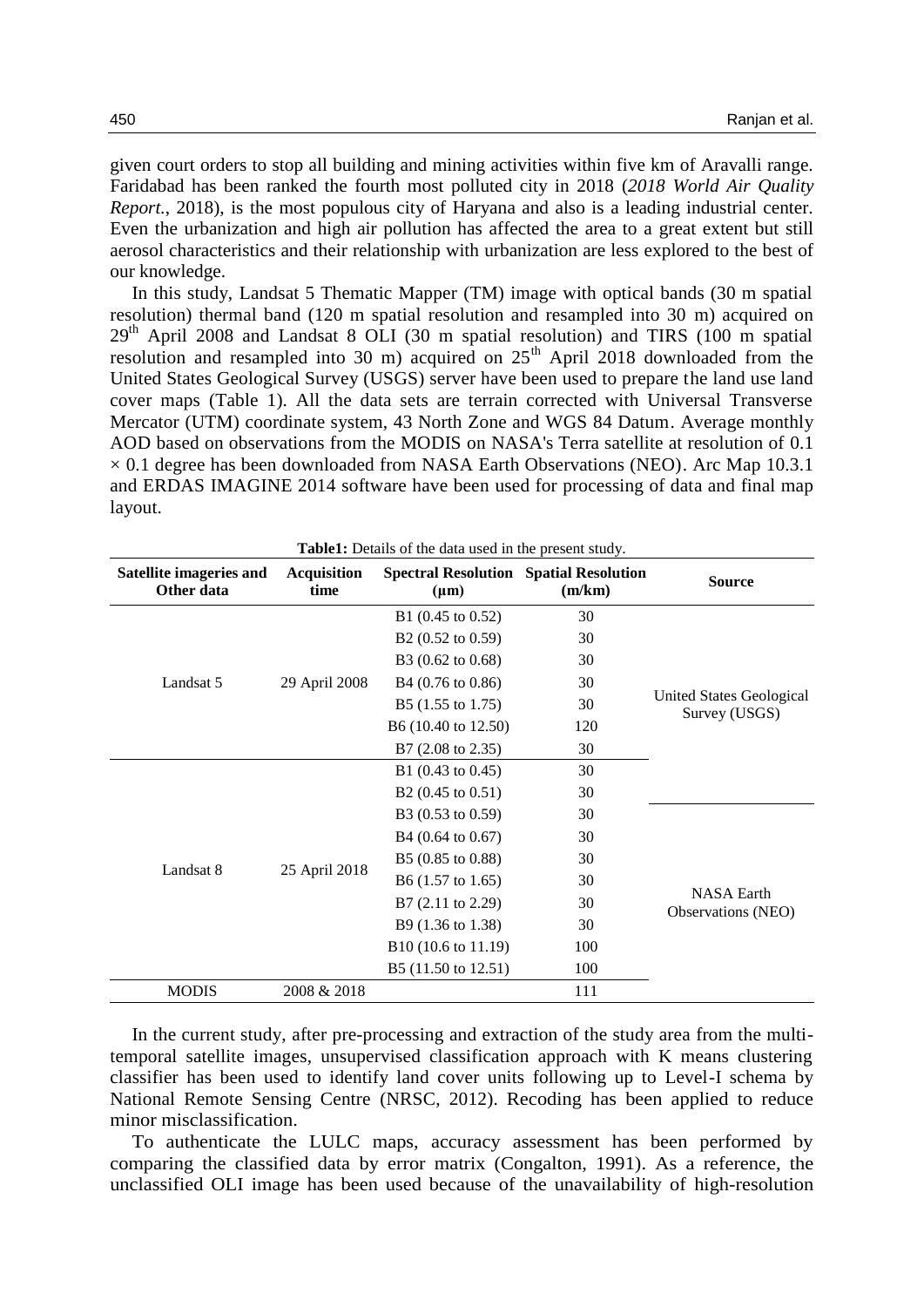given court orders to stop all building and mining activities within five km of Aravalli range. Faridabad has been ranked the fourth most polluted city in 2018 (*2018 World Air Quality Report.*, 2018), is the most populous city of Haryana and also is a leading industrial center. Even the urbanization and high air pollution has affected the area to a great extent but still aerosol characteristics and their relationship with urbanization are less explored to the best of our knowledge.

In this study, Landsat 5 Thematic Mapper (TM) image with optical bands (30 m spatial resolution) thermal band (120 m spatial resolution and resampled into 30 m) acquired on 29th April 2008 and Landsat 8 OLI (30 m spatial resolution) and TIRS (100 m spatial resolution and resampled into 30 m) acquired on 25th April 2018 downloaded from the United States Geological Survey (USGS) server have been used to prepare the land use land cover maps (Table 1). All the data sets are terrain corrected with Universal Transverse Mercator (UTM) coordinate system, 43 North Zone and WGS 84 Datum. Average monthly AOD based on observations from the MODIS on NASA's Terra satellite at resolution of 0.1 × 0.1 degree has been downloaded from NASA Earth Observations (NEO). Arc Map 10.3.1 and ERDAS IMAGINE 2014 software have been used for processing of data and final map layout.

**Table1:** Details of the data used in the present study.

| Satellite imageries and Other data | Acquisition time | Spectral Resolution (µm) | Spatial Resolution (m/km) | Source |
|---|---|---|---|---|
| Landsat 5 | 29 April 2008 | B1 (0.45 to 0.52) | 30 | United States Geological Survey (USGS) |
| | | B2 (0.52 to 0.59) | 30 | |
| | | B3 (0.62 to 0.68) | 30 | |
| | | B4 (0.76 to 0.86) | 30 | |
| | | B5 (1.55 to 1.75) | 30 | |
| | | B6 (10.40 to 12.50) | 120 | |
| | | B7 (2.08 to 2.35) | 30 | |
| Landsat 8 | 25 April 2018 | B1 (0.43 to 0.45) | 30 | |
| | | B2 (0.45 to 0.51) | 30 | |
| | | B3 (0.53 to 0.59) | 30 | NASA Earth Observations (NEO) |
| | | B4 (0.64 to 0.67) | 30 | |
| | | B5 (0.85 to 0.88) | 30 | |
| | | B6 (1.57 to 1.65) | 30 | |
| | | B7 (2.11 to 2.29) | 30 | |
| | | B9 (1.36 to 1.38) | 30 | |
| | | B10 (10.6 to 11.19) | 100 | |
| | | B5 (11.50 to 12.51) | 100 | |
| MODIS | 2008 & 2018 | | 111 | |

In the current study, after pre-processing and extraction of the study area from the multi-temporal satellite images, unsupervised classification approach with K means clustering classifier has been used to identify land cover units following up to Level-I schema by National Remote Sensing Centre (NRSC, 2012). Recoding has been applied to reduce minor misclassification.

To authenticate the LULC maps, accuracy assessment has been performed by comparing the classified data by error matrix (Congalton, 1991). As a reference, the unclassified OLI image has been used because of the unavailability of high-resolution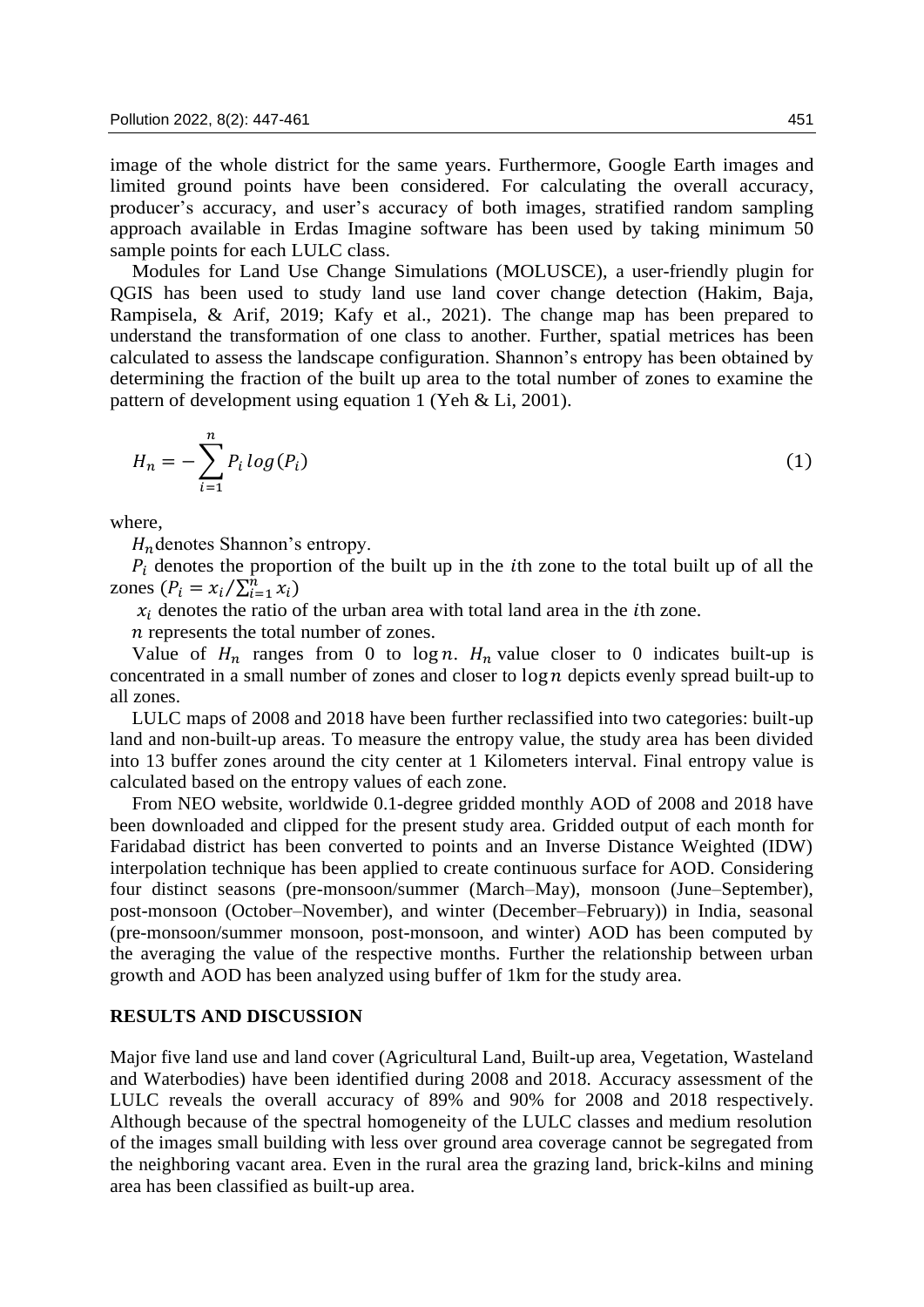image of the whole district for the same years. Furthermore, Google Earth images and limited ground points have been considered. For calculating the overall accuracy, producer's accuracy, and user's accuracy of both images, stratified random sampling approach available in Erdas Imagine software has been used by taking minimum 50 sample points for each LULC class.

Modules for Land Use Change Simulations (MOLUSCE), a user-friendly plugin for QGIS has been used to study land use land cover change detection (Hakim, Baja, Rampisela, & Arif, 2019; Kafy et al., 2021). The change map has been prepared to understand the transformation of one class to another. Further, spatial metrices has been calculated to assess the landscape configuration. Shannon's entropy has been obtained by determining the fraction of the built up area to the total number of zones to examine the pattern of development using equation 1 (Yeh & Li, 2001).

$$H_n = -\sum_{i=1}^{n} P_i \, log(P_i) \tag{1}$$

where,

$H_n$ denotes Shannon's entropy.

$P_i$ denotes the proportion of the built up in the $i$th zone to the total built up of all the zones ($P_i = x_i / \sum_{i=1}^{n} x_i$)

$x_i$ denotes the ratio of the urban area with total land area in the $i$th zone.

$n$ represents the total number of zones.

Value of $H_n$ ranges from 0 to $\log n$. $H_n$ value closer to 0 indicates built-up is concentrated in a small number of zones and closer to $\log n$ depicts evenly spread built-up to all zones.

LULC maps of 2008 and 2018 have been further reclassified into two categories: built-up land and non-built-up areas. To measure the entropy value, the study area has been divided into 13 buffer zones around the city center at 1 Kilometers interval. Final entropy value is calculated based on the entropy values of each zone.

From NEO website, worldwide 0.1-degree gridded monthly AOD of 2008 and 2018 have been downloaded and clipped for the present study area. Gridded output of each month for Faridabad district has been converted to points and an Inverse Distance Weighted (IDW) interpolation technique has been applied to create continuous surface for AOD. Considering four distinct seasons (pre-monsoon/summer (March–May), monsoon (June–September), post-monsoon (October–November), and winter (December–February)) in India, seasonal (pre-monsoon/summer monsoon, post-monsoon, and winter) AOD has been computed by the averaging the value of the respective months. Further the relationship between urban growth and AOD has been analyzed using buffer of 1km for the study area.

## RESULTS AND DISCUSSION

Major five land use and land cover (Agricultural Land, Built-up area, Vegetation, Wasteland and Waterbodies) have been identified during 2008 and 2018. Accuracy assessment of the LULC reveals the overall accuracy of 89% and 90% for 2008 and 2018 respectively. Although because of the spectral homogeneity of the LULC classes and medium resolution of the images small building with less over ground area coverage cannot be segregated from the neighboring vacant area. Even in the rural area the grazing land, brick-kilns and mining area has been classified as built-up area.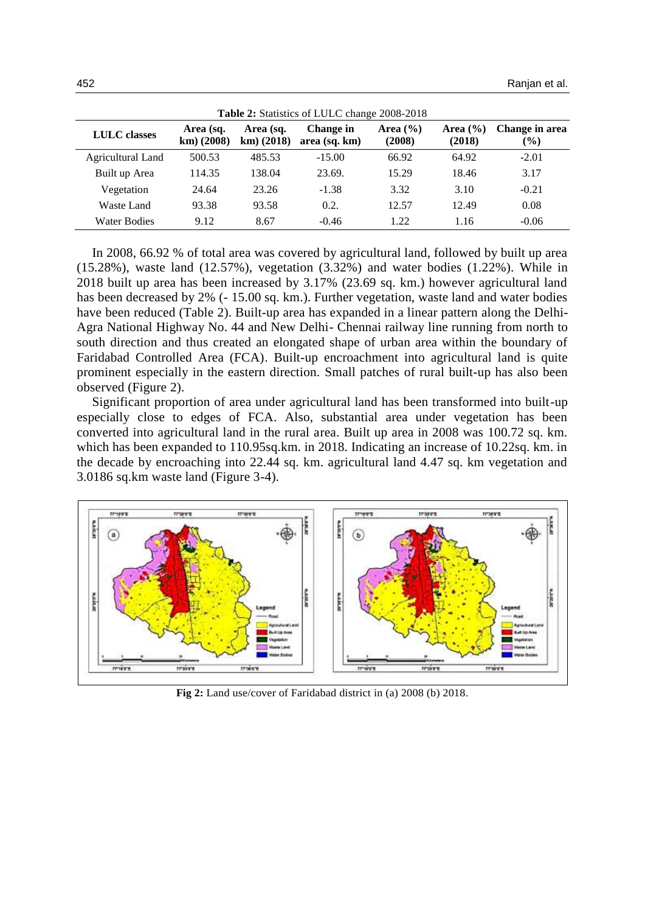**Table 2:** Statistics of LULC change 2008-2018

| LULC classes | Area (sq. km) (2008) | Area (sq. km) (2018) | Change in area (sq. km) | Area (%) (2008) | Area (%) (2018) | Change in area (%) |
|---|---|---|---|---|---|---|
| Agricultural Land | 500.53 | 485.53 | -15.00 | 66.92 | 64.92 | -2.01 |
| Built up Area | 114.35 | 138.04 | 23.69. | 15.29 | 18.46 | 3.17 |
| Vegetation | 24.64 | 23.26 | -1.38 | 3.32 | 3.10 | -0.21 |
| Waste Land | 93.38 | 93.58 | 0.2. | 12.57 | 12.49 | 0.08 |
| Water Bodies | 9.12 | 8.67 | -0.46 | 1.22 | 1.16 | -0.06 |

In 2008, 66.92 % of total area was covered by agricultural land, followed by built up area (15.28%), waste land (12.57%), vegetation (3.32%) and water bodies (1.22%). While in 2018 built up area has been increased by 3.17% (23.69 sq. km.) however agricultural land has been decreased by 2% (- 15.00 sq. km.). Further vegetation, waste land and water bodies have been reduced (Table 2). Built-up area has expanded in a linear pattern along the Delhi-Agra National Highway No. 44 and New Delhi- Chennai railway line running from north to south direction and thus created an elongated shape of urban area within the boundary of Faridabad Controlled Area (FCA). Built-up encroachment into agricultural land is quite prominent especially in the eastern direction. Small patches of rural built-up has also been observed (Figure 2).

Significant proportion of area under agricultural land has been transformed into built-up especially close to edges of FCA. Also, substantial area under vegetation has been converted into agricultural land in the rural area. Built up area in 2008 was 100.72 sq. km. which has been expanded to 110.95sq.km. in 2018. Indicating an increase of 10.22sq. km. in the decade by encroaching into 22.44 sq. km. agricultural land 4.47 sq. km vegetation and 3.0186 sq.km waste land (Figure 3-4).

**Fig 2:** Land use/cover of Faridabad district in (a) 2008 (b) 2018.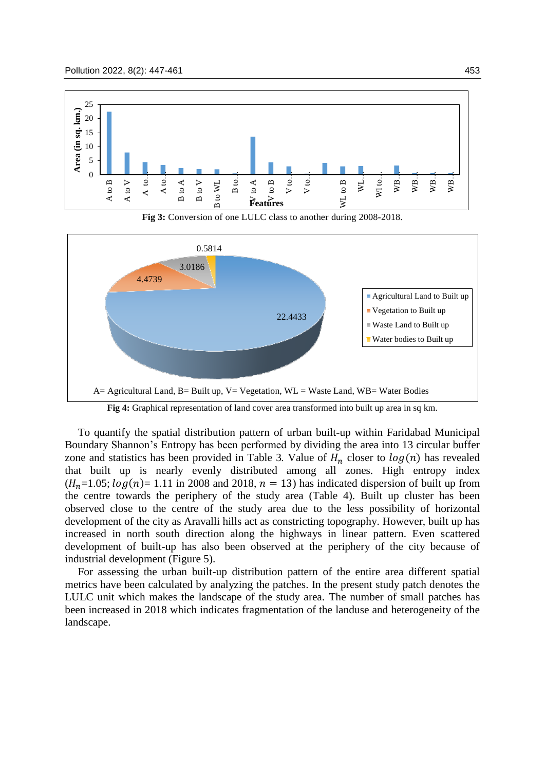Fig 3: Conversion of one LULC class to another during 2008-2018.

A= Agricultural Land, B= Built up, V= Vegetation, WL = Waste Land, WB= Water Bodies

**Fig 4:** Graphical representation of land cover area transformed into built up area in sq km.

To quantify the spatial distribution pattern of urban built-up within Faridabad Municipal Boundary Shannon's Entropy has been performed by dividing the area into 13 circular buffer zone and statistics has been provided in Table 3. Value of $H_n$ closer to $log(n)$ has revealed that built up is nearly evenly distributed among all zones. High entropy index ($H_n$=1.05; $log(n)$= 1.11 in 2008 and 2018, $n = 13$) has indicated dispersion of built up from the centre towards the periphery of the study area (Table 4). Built up cluster has been observed close to the centre of the study area due to the less possibility of horizontal development of the city as Aravalli hills act as constricting topography. However, built up has increased in north south direction along the highways in linear pattern. Even scattered development of built-up has also been observed at the periphery of the city because of industrial development (Figure 5).

For assessing the urban built-up distribution pattern of the entire area different spatial metrics have been calculated by analyzing the patches. In the present study patch denotes the LULC unit which makes the landscape of the study area. The number of small patches has been increased in 2018 which indicates fragmentation of the landuse and heterogeneity of the landscape.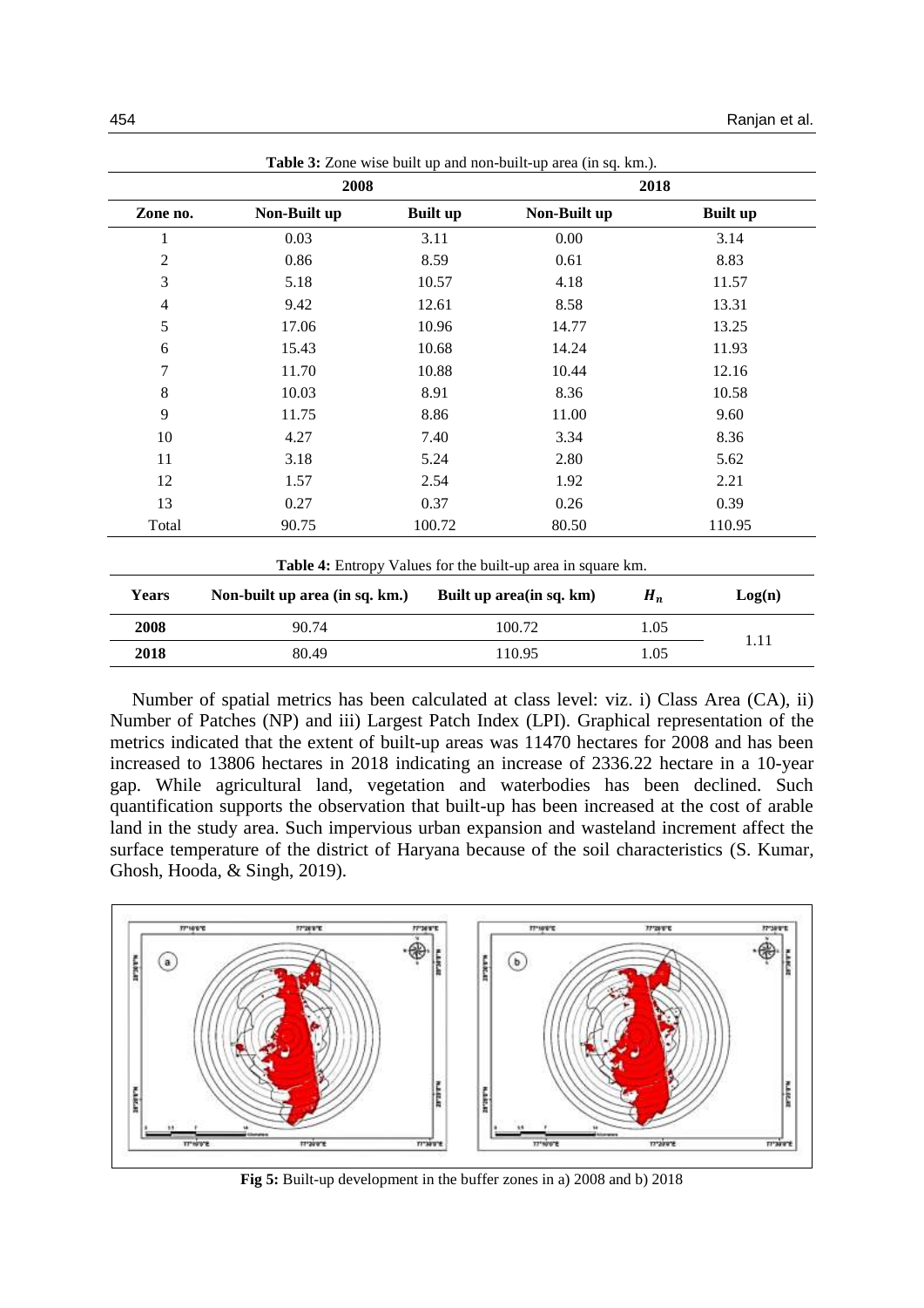**Table 3:** Zone wise built up and non-built-up area (in sq. km.).

| Zone no. | 2008 | | 2018 | |
|---|---|---|---|---|
| | Non-Built up | Built up | Non-Built up | Built up |
| 1 | 0.03 | 3.11 | 0.00 | 3.14 |
| 2 | 0.86 | 8.59 | 0.61 | 8.83 |
| 3 | 5.18 | 10.57 | 4.18 | 11.57 |
| 4 | 9.42 | 12.61 | 8.58 | 13.31 |
| 5 | 17.06 | 10.96 | 14.77 | 13.25 |
| 6 | 15.43 | 10.68 | 14.24 | 11.93 |
| 7 | 11.70 | 10.88 | 10.44 | 12.16 |
| 8 | 10.03 | 8.91 | 8.36 | 10.58 |
| 9 | 11.75 | 8.86 | 11.00 | 9.60 |
| 10 | 4.27 | 7.40 | 3.34 | 8.36 |
| 11 | 3.18 | 5.24 | 2.80 | 5.62 |
| 12 | 1.57 | 2.54 | 1.92 | 2.21 |
| 13 | 0.27 | 0.37 | 0.26 | 0.39 |
| Total | 90.75 | 100.72 | 80.50 | 110.95 |

**Table 4:** Entropy Values for the built-up area in square km.

| Years | Non-built up area (in sq. km.) | Built up area(in sq. km) | $H_n$ | Log(n) |
|---|---|---|---|---|
| **2008** | 90.74 | 100.72 | 1.05 | 1.11 |
| **2018** | 80.49 | 110.95 | 1.05 | |

Number of spatial metrics has been calculated at class level: viz. i) Class Area (CA), ii) Number of Patches (NP) and iii) Largest Patch Index (LPI). Graphical representation of the metrics indicated that the extent of built-up areas was 11470 hectares for 2008 and has been increased to 13806 hectares in 2018 indicating an increase of 2336.22 hectare in a 10-year gap. While agricultural land, vegetation and waterbodies has been declined. Such quantification supports the observation that built-up has been increased at the cost of arable land in the study area. Such impervious urban expansion and wasteland increment affect the surface temperature of the district of Haryana because of the soil characteristics (S. Kumar, Ghosh, Hooda, & Singh, 2019).

**Fig 5:** Built-up development in the buffer zones in a) 2008 and b) 2018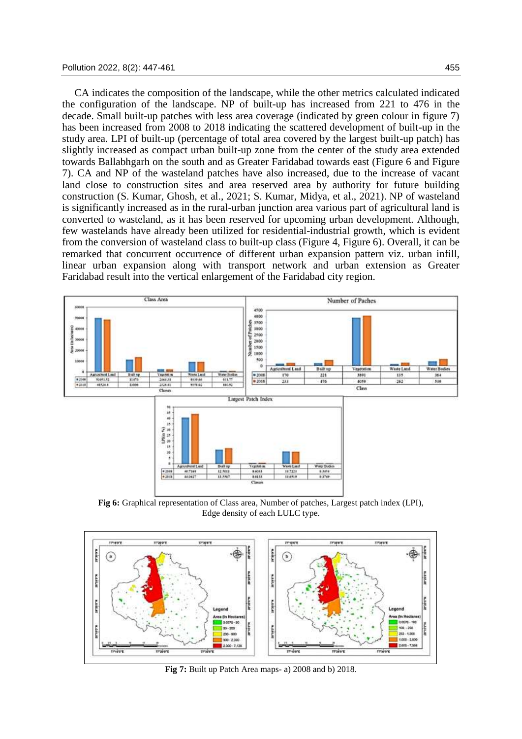CA indicates the composition of the landscape, while the other metrics calculated indicated the configuration of the landscape. NP of built-up has increased from 221 to 476 in the decade. Small built-up patches with less area coverage (indicated by green colour in figure 7) has been increased from 2008 to 2018 indicating the scattered development of built-up in the study area. LPI of built-up (percentage of total area covered by the largest built-up patch) has slightly increased as compact urban built-up zone from the center of the study area extended towards Ballabhgarh on the south and as Greater Faridabad towards east (Figure 6 and Figure 7). CA and NP of the wasteland patches have also increased, due to the increase of vacant land close to construction sites and area reserved area by authority for future building construction (S. Kumar, Ghosh, et al., 2021; S. Kumar, Midya, et al., 2021). NP of wasteland is significantly increased as in the rural-urban junction area various part of agricultural land is converted to wasteland, as it has been reserved for upcoming urban development. Although, few wastelands have already been utilized for residential-industrial growth, which is evident from the conversion of wasteland class to built-up class (Figure 4, Figure 6). Overall, it can be remarked that concurrent occurrence of different urban expansion pattern viz. urban infill, linear urban expansion along with transport network and urban extension as Greater Faridabad result into the vertical enlargement of the Faridabad city region.

**Fig 6:** Graphical representation of Class area, Number of patches, Largest patch index (LPI), Edge density of each LULC type.

**Fig 7:** Built up Patch Area maps- a) 2008 and b) 2018.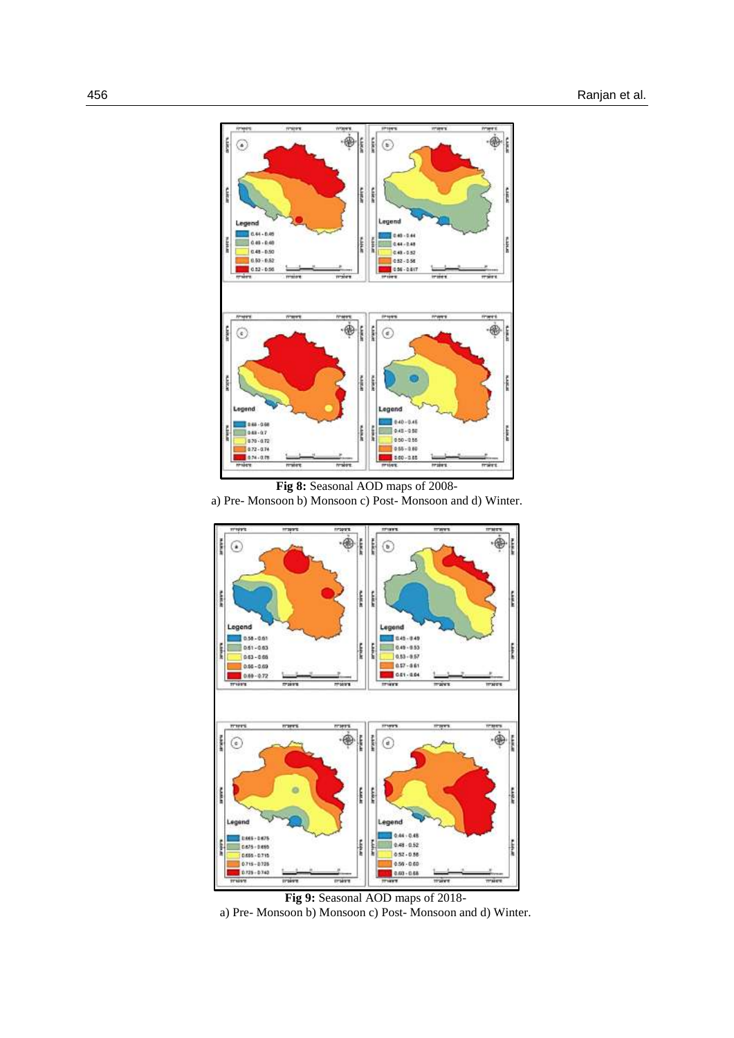**Fig 8:** Seasonal AOD maps of 2008-
a) Pre- Monsoon b) Monsoon c) Post- Monsoon and d) Winter.

**Fig 9:** Seasonal AOD maps of 2018-
a) Pre- Monsoon b) Monsoon c) Post- Monsoon and d) Winter.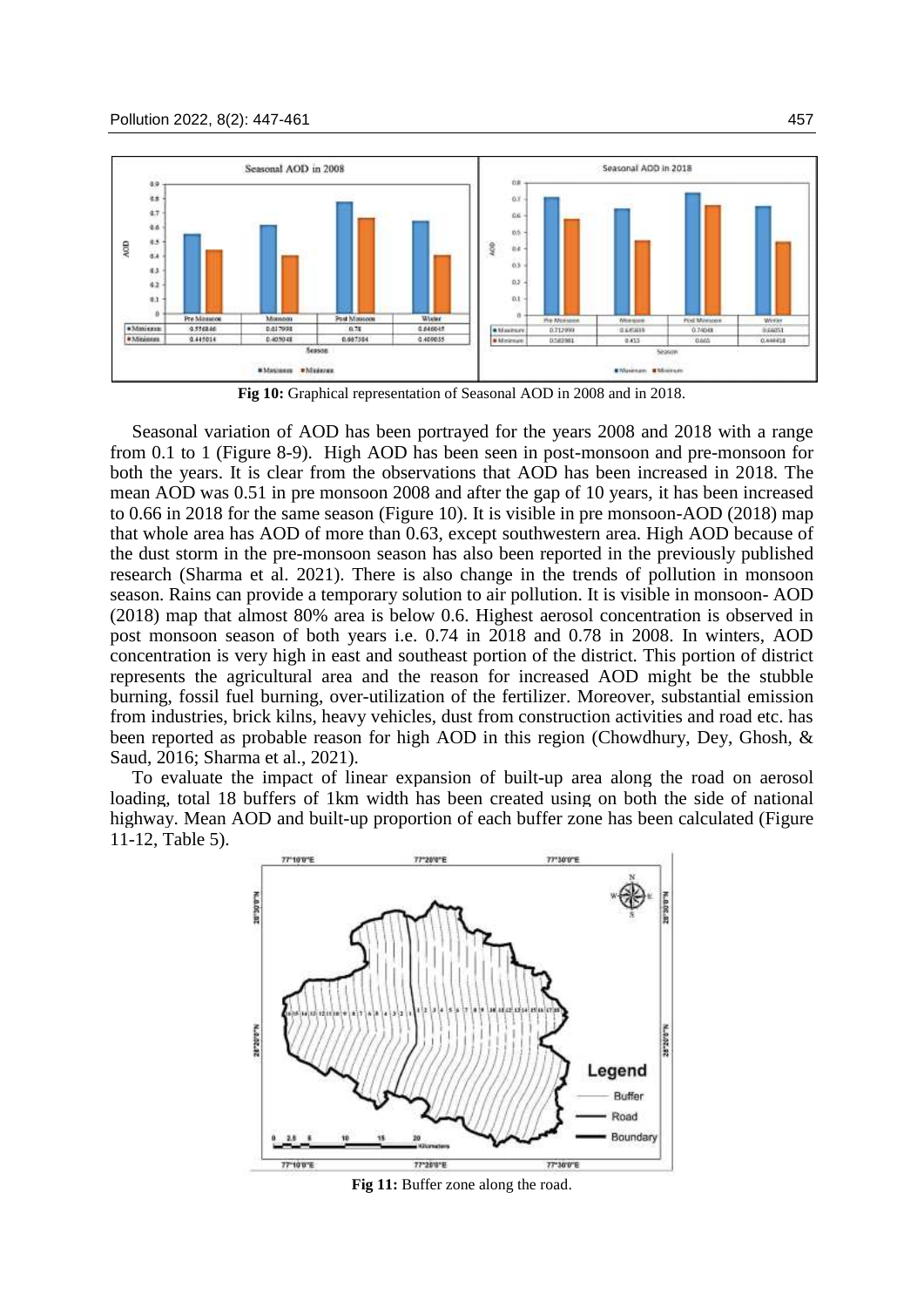Fig 10: Graphical representation of Seasonal AOD in 2008 and in 2018.

Seasonal variation of AOD has been portrayed for the years 2008 and 2018 with a range from 0.1 to 1 (Figure 8-9). High AOD has been seen in post-monsoon and pre-monsoon for both the years. It is clear from the observations that AOD has been increased in 2018. The mean AOD was 0.51 in pre monsoon 2008 and after the gap of 10 years, it has been increased to 0.66 in 2018 for the same season (Figure 10). It is visible in pre monsoon-AOD (2018) map that whole area has AOD of more than 0.63, except southwestern area. High AOD because of the dust storm in the pre-monsoon season has also been reported in the previously published research (Sharma et al. 2021). There is also change in the trends of pollution in monsoon season. Rains can provide a temporary solution to air pollution. It is visible in monsoon- AOD (2018) map that almost 80% area is below 0.6. Highest aerosol concentration is observed in post monsoon season of both years i.e. 0.74 in 2018 and 0.78 in 2008. In winters, AOD concentration is very high in east and southeast portion of the district. This portion of district represents the agricultural area and the reason for increased AOD might be the stubble burning, fossil fuel burning, over-utilization of the fertilizer. Moreover, substantial emission from industries, brick kilns, heavy vehicles, dust from construction activities and road etc. has been reported as probable reason for high AOD in this region (Chowdhury, Dey, Ghosh, & Saud, 2016; Sharma et al., 2021).

To evaluate the impact of linear expansion of built-up area along the road on aerosol loading, total 18 buffers of 1km width has been created using on both the side of national highway. Mean AOD and built-up proportion of each buffer zone has been calculated (Figure 11-12, Table 5).

Fig 11: Buffer zone along the road.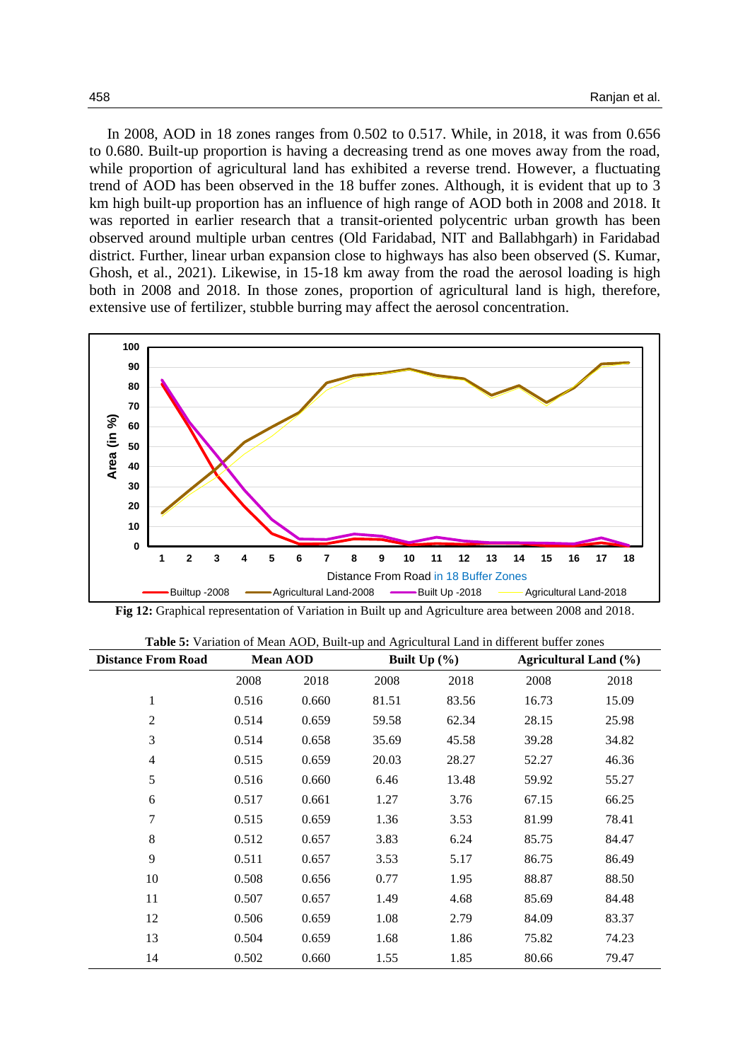In 2008, AOD in 18 zones ranges from 0.502 to 0.517. While, in 2018, it was from 0.656 to 0.680. Built-up proportion is having a decreasing trend as one moves away from the road, while proportion of agricultural land has exhibited a reverse trend. However, a fluctuating trend of AOD has been observed in the 18 buffer zones. Although, it is evident that up to 3 km high built-up proportion has an influence of high range of AOD both in 2008 and 2018. It was reported in earlier research that a transit-oriented polycentric urban growth has been observed around multiple urban centres (Old Faridabad, NIT and Ballabhgarh) in Faridabad district. Further, linear urban expansion close to highways has also been observed (S. Kumar, Ghosh, et al., 2021). Likewise, in 15-18 km away from the road the aerosol loading is high both in 2008 and 2018. In those zones, proportion of agricultural land is high, therefore, extensive use of fertilizer, stubble burring may affect the aerosol concentration.

**Fig 12:** Graphical representation of Variation in Built up and Agriculture area between 2008 and 2018.

**Table 5:** Variation of Mean AOD, Built-up and Agricultural Land in different buffer zones

| Distance From Road | Mean AOD | | Built Up (%) | | Agricultural Land (%) | |
|---|---|---|---|---|---|---|
| | 2008 | 2018 | 2008 | 2018 | 2008 | 2018 |
| 1 | 0.516 | 0.660 | 81.51 | 83.56 | 16.73 | 15.09 |
| 2 | 0.514 | 0.659 | 59.58 | 62.34 | 28.15 | 25.98 |
| 3 | 0.514 | 0.658 | 35.69 | 45.58 | 39.28 | 34.82 |
| 4 | 0.515 | 0.659 | 20.03 | 28.27 | 52.27 | 46.36 |
| 5 | 0.516 | 0.660 | 6.46 | 13.48 | 59.92 | 55.27 |
| 6 | 0.517 | 0.661 | 1.27 | 3.76 | 67.15 | 66.25 |
| 7 | 0.515 | 0.659 | 1.36 | 3.53 | 81.99 | 78.41 |
| 8 | 0.512 | 0.657 | 3.83 | 6.24 | 85.75 | 84.47 |
| 9 | 0.511 | 0.657 | 3.53 | 5.17 | 86.75 | 86.49 |
| 10 | 0.508 | 0.656 | 0.77 | 1.95 | 88.87 | 88.50 |
| 11 | 0.507 | 0.657 | 1.49 | 4.68 | 85.69 | 84.48 |
| 12 | 0.506 | 0.659 | 1.08 | 2.79 | 84.09 | 83.37 |
| 13 | 0.504 | 0.659 | 1.68 | 1.86 | 75.82 | 74.23 |
| 14 | 0.502 | 0.660 | 1.55 | 1.85 | 80.66 | 79.47 |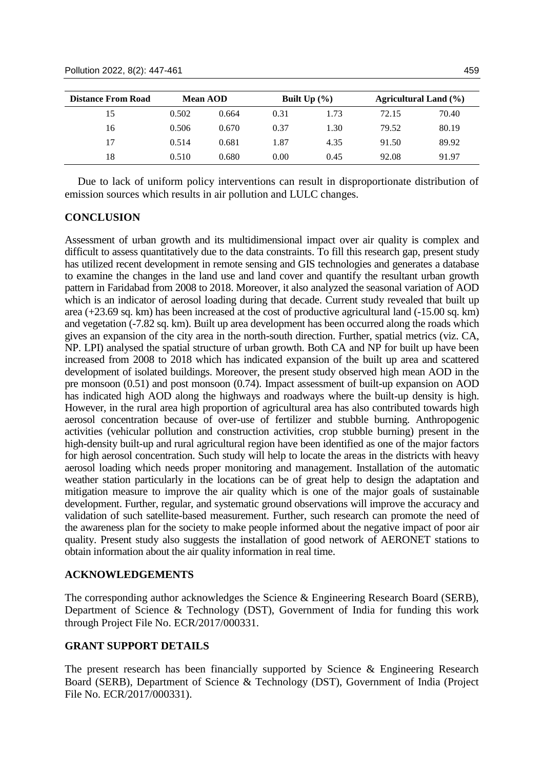| Distance From Road | Mean AOD | | Built Up (%) | | Agricultural Land (%) | |
|---|---|---|---|---|---|---|
| 15 | 0.502 | 0.664 | 0.31 | 1.73 | 72.15 | 70.40 |
| 16 | 0.506 | 0.670 | 0.37 | 1.30 | 79.52 | 80.19 |
| 17 | 0.514 | 0.681 | 1.87 | 4.35 | 91.50 | 89.92 |
| 18 | 0.510 | 0.680 | 0.00 | 0.45 | 92.08 | 91.97 |

Due to lack of uniform policy interventions can result in disproportionate distribution of emission sources which results in air pollution and LULC changes.

## CONCLUSION

Assessment of urban growth and its multidimensional impact over air quality is complex and difficult to assess quantitatively due to the data constraints. To fill this research gap, present study has utilized recent development in remote sensing and GIS technologies and generates a database to examine the changes in the land use and land cover and quantify the resultant urban growth pattern in Faridabad from 2008 to 2018. Moreover, it also analyzed the seasonal variation of AOD which is an indicator of aerosol loading during that decade. Current study revealed that built up area (+23.69 sq. km) has been increased at the cost of productive agricultural land (-15.00 sq. km) and vegetation (-7.82 sq. km). Built up area development has been occurred along the roads which gives an expansion of the city area in the north-south direction. Further, spatial metrics (viz. CA, NP. LPI) analysed the spatial structure of urban growth. Both CA and NP for built up have been increased from 2008 to 2018 which has indicated expansion of the built up area and scattered development of isolated buildings. Moreover, the present study observed high mean AOD in the pre monsoon (0.51) and post monsoon (0.74). Impact assessment of built-up expansion on AOD has indicated high AOD along the highways and roadways where the built-up density is high. However, in the rural area high proportion of agricultural area has also contributed towards high aerosol concentration because of over-use of fertilizer and stubble burning. Anthropogenic activities (vehicular pollution and construction activities, crop stubble burning) present in the high-density built-up and rural agricultural region have been identified as one of the major factors for high aerosol concentration. Such study will help to locate the areas in the districts with heavy aerosol loading which needs proper monitoring and management. Installation of the automatic weather station particularly in the locations can be of great help to design the adaptation and mitigation measure to improve the air quality which is one of the major goals of sustainable development. Further, regular, and systematic ground observations will improve the accuracy and validation of such satellite-based measurement. Further, such research can promote the need of the awareness plan for the society to make people informed about the negative impact of poor air quality. Present study also suggests the installation of good network of AERONET stations to obtain information about the air quality information in real time.

## ACKNOWLEDGEMENTS

The corresponding author acknowledges the Science & Engineering Research Board (SERB), Department of Science & Technology (DST), Government of India for funding this work through Project File No. ECR/2017/000331.

## GRANT SUPPORT DETAILS

The present research has been financially supported by Science & Engineering Research Board (SERB), Department of Science & Technology (DST), Government of India (Project File No. ECR/2017/000331).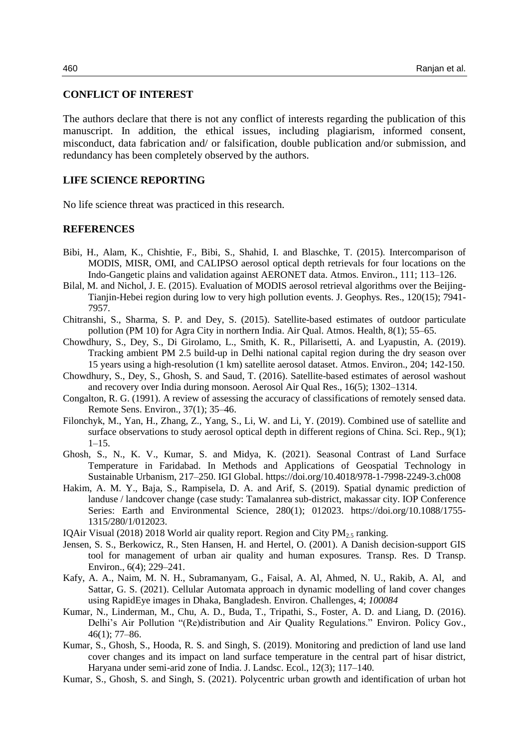## CONFLICT OF INTEREST

The authors declare that there is not any conflict of interests regarding the publication of this manuscript. In addition, the ethical issues, including plagiarism, informed consent, misconduct, data fabrication and/ or falsification, double publication and/or submission, and redundancy has been completely observed by the authors.

## LIFE SCIENCE REPORTING

No life science threat was practiced in this research.

## REFERENCES

Bibi, H., Alam, K., Chishtie, F., Bibi, S., Shahid, I. and Blaschke, T. (2015). Intercomparison of MODIS, MISR, OMI, and CALIPSO aerosol optical depth retrievals for four locations on the Indo-Gangetic plains and validation against AERONET data. Atmos. Environ., 111; 113–126.

Bilal, M. and Nichol, J. E. (2015). Evaluation of MODIS aerosol retrieval algorithms over the Beijing-Tianjin-Hebei region during low to very high pollution events. J. Geophys. Res., 120(15); 7941-7957.

Chitranshi, S., Sharma, S. P. and Dey, S. (2015). Satellite-based estimates of outdoor particulate pollution (PM 10) for Agra City in northern India. Air Qual. Atmos. Health, 8(1); 55–65.

Chowdhury, S., Dey, S., Di Girolamo, L., Smith, K. R., Pillarisetti, A. and Lyapustin, A. (2019). Tracking ambient PM 2.5 build-up in Delhi national capital region during the dry season over 15 years using a high-resolution (1 km) satellite aerosol dataset. Atmos. Environ., 204; 142-150.

Chowdhury, S., Dey, S., Ghosh, S. and Saud, T. (2016). Satellite-based estimates of aerosol washout and recovery over India during monsoon. Aerosol Air Qual Res., 16(5); 1302–1314.

Congalton, R. G. (1991). A review of assessing the accuracy of classifications of remotely sensed data. Remote Sens. Environ., 37(1); 35–46.

Filonchyk, M., Yan, H., Zhang, Z., Yang, S., Li, W. and Li, Y. (2019). Combined use of satellite and surface observations to study aerosol optical depth in different regions of China. Sci. Rep., 9(1); 1–15.

Ghosh, S., N., K. V., Kumar, S. and Midya, K. (2021). Seasonal Contrast of Land Surface Temperature in Faridabad. In Methods and Applications of Geospatial Technology in Sustainable Urbanism, 217–250. IGI Global. https://doi.org/10.4018/978-1-7998-2249-3.ch008

Hakim, A. M. Y., Baja, S., Rampisela, D. A. and Arif, S. (2019). Spatial dynamic prediction of landuse / landcover change (case study: Tamalanrea sub-district, makassar city. IOP Conference Series: Earth and Environmental Science, 280(1); 012023. https://doi.org/10.1088/1755-1315/280/1/012023.

IQAir Visual (2018) 2018 World air quality report. Region and City $PM_{2.5}$ ranking.

Jensen, S. S., Berkowicz, R., Sten Hansen, H. and Hertel, O. (2001). A Danish decision-support GIS tool for management of urban air quality and human exposures. Transp. Res. D Transp. Environ., 6(4); 229–241.

Kafy, A. A., Naim, M. N. H., Subramanyam, G., Faisal, A. Al, Ahmed, N. U., Rakib, A. Al, and Sattar, G. S. (2021). Cellular Automata approach in dynamic modelling of land cover changes using RapidEye images in Dhaka, Bangladesh. Environ. Challenges, 4; *100084*

Kumar, N., Linderman, M., Chu, A. D., Buda, T., Tripathi, S., Foster, A. D. and Liang, D. (2016). Delhi's Air Pollution "(Re)distribution and Air Quality Regulations." Environ. Policy Gov., 46(1); 77–86.

Kumar, S., Ghosh, S., Hooda, R. S. and Singh, S. (2019). Monitoring and prediction of land use land cover changes and its impact on land surface temperature in the central part of hisar district, Haryana under semi-arid zone of India. J. Landsc. Ecol., 12(3); 117–140.

Kumar, S., Ghosh, S. and Singh, S. (2021). Polycentric urban growth and identification of urban hot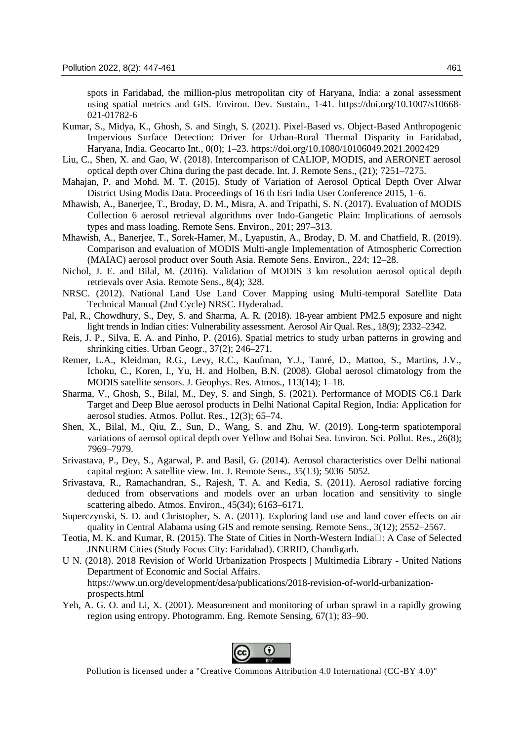spots in Faridabad, the million-plus metropolitan city of Haryana, India: a zonal assessment using spatial metrics and GIS. Environ. Dev. Sustain., 1-41. https://doi.org/10.1007/s10668-021-01782-6

Kumar, S., Midya, K., Ghosh, S. and Singh, S. (2021). Pixel-Based vs. Object-Based Anthropogenic Impervious Surface Detection: Driver for Urban-Rural Thermal Disparity in Faridabad, Haryana, India. Geocarto Int., 0(0); 1–23. https://doi.org/10.1080/10106049.2021.2002429

Liu, C., Shen, X. and Gao, W. (2018). Intercomparison of CALIOP, MODIS, and AERONET aerosol optical depth over China during the past decade. Int. J. Remote Sens., (21); 7251–7275.

Mahajan, P. and Mohd. M. T. (2015). Study of Variation of Aerosol Optical Depth Over Alwar District Using Modis Data. Proceedings of 16 th Esri India User Conference 2015, 1–6.

Mhawish, A., Banerjee, T., Broday, D. M., Misra, A. and Tripathi, S. N. (2017). Evaluation of MODIS Collection 6 aerosol retrieval algorithms over Indo-Gangetic Plain: Implications of aerosols types and mass loading. Remote Sens. Environ., 201; 297–313.

Mhawish, A., Banerjee, T., Sorek-Hamer, M., Lyapustin, A., Broday, D. M. and Chatfield, R. (2019). Comparison and evaluation of MODIS Multi-angle Implementation of Atmospheric Correction (MAIAC) aerosol product over South Asia. Remote Sens. Environ., 224; 12–28.

Nichol, J. E. and Bilal, M. (2016). Validation of MODIS 3 km resolution aerosol optical depth retrievals over Asia. Remote Sens., 8(4); 328.

NRSC. (2012). National Land Use Land Cover Mapping using Multi-temporal Satellite Data Technical Manual (2nd Cycle) NRSC. Hyderabad.

Pal, R., Chowdhury, S., Dey, S. and Sharma, A. R. (2018). 18-year ambient PM2.5 exposure and night light trends in Indian cities: Vulnerability assessment. Aerosol Air Qual. Res., 18(9); 2332–2342.

Reis, J. P., Silva, E. A. and Pinho, P. (2016). Spatial metrics to study urban patterns in growing and shrinking cities. Urban Geogr., 37(2); 246–271.

Remer, L.A., Kleidman, R.G., Levy, R.C., Kaufman, Y.J., Tanré, D., Mattoo, S., Martins, J.V., Ichoku, C., Koren, I., Yu, H. and Holben, B.N. (2008). Global aerosol climatology from the MODIS satellite sensors. J. Geophys. Res. Atmos., 113(14); 1–18.

Sharma, V., Ghosh, S., Bilal, M., Dey, S. and Singh, S. (2021). Performance of MODIS C6.1 Dark Target and Deep Blue aerosol products in Delhi National Capital Region, India: Application for aerosol studies. Atmos. Pollut. Res., 12(3); 65–74.

Shen, X., Bilal, M., Qiu, Z., Sun, D., Wang, S. and Zhu, W. (2019). Long-term spatiotemporal variations of aerosol optical depth over Yellow and Bohai Sea. Environ. Sci. Pollut. Res., 26(8); 7969–7979.

Srivastava, P., Dey, S., Agarwal, P. and Basil, G. (2014). Aerosol characteristics over Delhi national capital region: A satellite view. Int. J. Remote Sens., 35(13); 5036–5052.

Srivastava, R., Ramachandran, S., Rajesh, T. A. and Kedia, S. (2011). Aerosol radiative forcing deduced from observations and models over an urban location and sensitivity to single scattering albedo. Atmos. Environ., 45(34); 6163–6171.

Superczynski, S. D. and Christopher, S. A. (2011). Exploring land use and land cover effects on air quality in Central Alabama using GIS and remote sensing. Remote Sens., 3(12); 2552–2567.

Teotia, M. K. and Kumar, R. (2015). The State of Cities in North-Western India□: A Case of Selected JNNURM Cities (Study Focus City: Faridabad). CRRID, Chandigarh.

U N. (2018). 2018 Revision of World Urbanization Prospects | Multimedia Library - United Nations Department of Economic and Social Affairs. https://www.un.org/development/desa/publications/2018-revision-of-world-urbanization-prospects.html

Yeh, A. G. O. and Li, X. (2001). Measurement and monitoring of urban sprawl in a rapidly growing region using entropy. Photogramm. Eng. Remote Sensing, 67(1); 83–90.

Pollution is licensed under a "Creative Commons Attribution 4.0 International (CC-BY 4.0)"